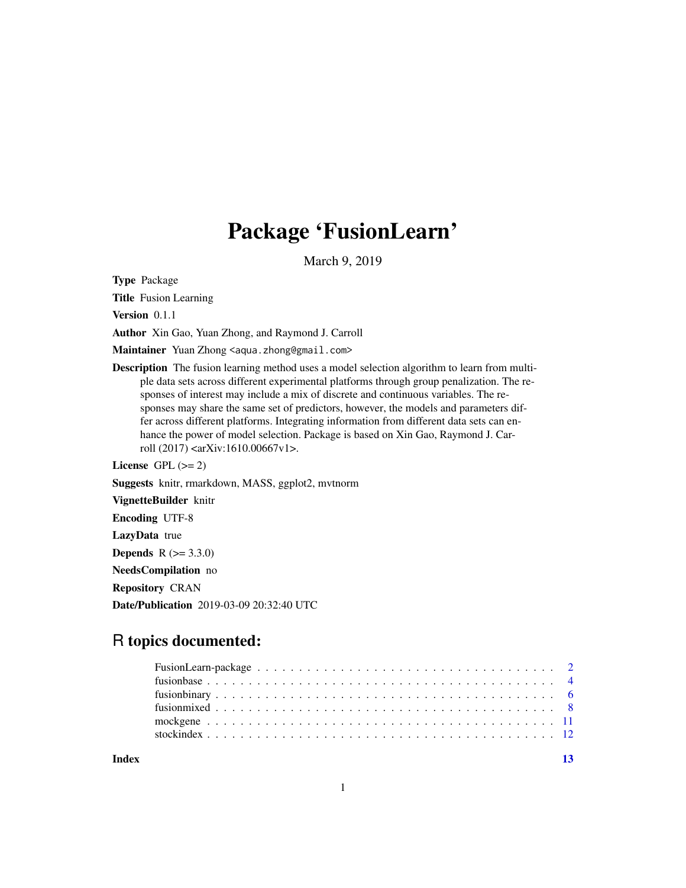# Package 'FusionLearn'

March 9, 2019

**Type** Package

**Title** Fusion Learning

**Version** 0.1.1

**Author** Xin Gao, Yuan Zhong, and Raymond J. Carroll

**Maintainer** Yuan Zhong <aqua.zhong@gmail.com>

**Description** The fusion learning method uses a model selection algorithm to learn from multiple data sets across different experimental platforms through group penalization. The responses of interest may include a mix of discrete and continuous variables. The responses may share the same set of predictors, however, the models and parameters differ across different platforms. Integrating information from different data sets can enhance the power of model selection. Package is based on Xin Gao, Raymond J. Carroll (2017) <arXiv:1610.00667v1>.

**License** GPL (>= 2)

**Suggests** knitr, rmarkdown, MASS, ggplot2, mvtnorm

**VignetteBuilder** knitr

**Encoding** UTF-8

**LazyData** true

**Depends** R (>= 3.3.0)

**NeedsCompilation** no

**Repository** CRAN

**Date/Publication** 2019-03-09 20:32:40 UTC

## R topics documented:

| | |
|---|---|
| FusionLearn-package | 2 |
| fusionbase | 4 |
| fusionbinary | 6 |
| fusionmixed | 8 |
| mockgene | 11 |
| stockindex | 12 |
| **Index** | **13** |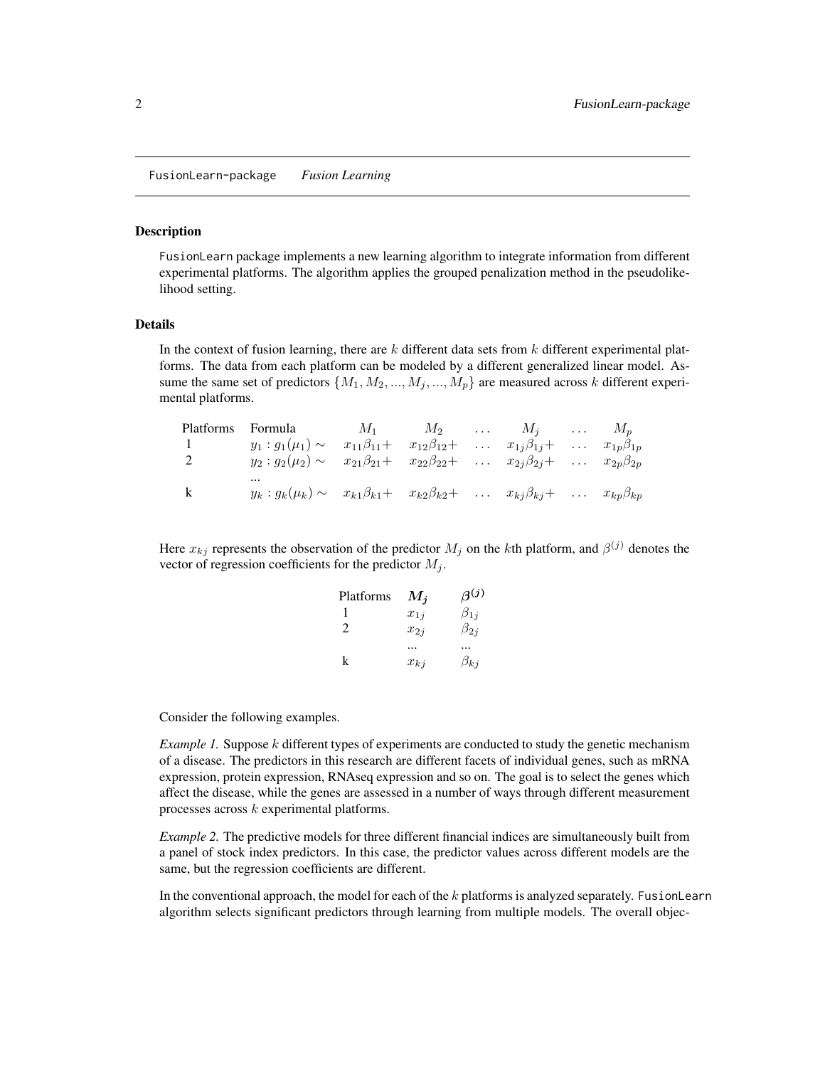FusionLearn-package *Fusion Learning*

## Description

FusionLearn package implements a new learning algorithm to integrate information from different experimental platforms. The algorithm applies the grouped penalization method in the pseudolikelihood setting.

## Details

In the context of fusion learning, there are $k$ different data sets from $k$ different experimental platforms. The data from each platform can be modeled by a different generalized linear model. Assume the same set of predictors $\{M_1, M_2, ..., M_j, ..., M_p\}$ are measured across $k$ different experimental platforms.

| Platforms | Formula | $M_1$ | $M_2$ | $\dots$ | $M_j$ | $\dots$ | $M_p$ |
|---|---|---|---|---|---|---|---|
| 1 | $y_1 : g_1(\mu_1) \sim$ | $x_{11}\beta_{11}+$ | $x_{12}\beta_{12}+$ | $\dots$ | $x_{1j}\beta_{1j}+$ | $\dots$ | $x_{1p}\beta_{1p}$ |
| 2 | $y_2 : g_2(\mu_2) \sim$ | $x_{21}\beta_{21}+$ | $x_{22}\beta_{22}+$ | $\dots$ | $x_{2j}\beta_{2j}+$ | $\dots$ | $x_{2p}\beta_{2p}$ |
| | ... | | | | | | |
| k | $y_k : g_k(\mu_k) \sim$ | $x_{k1}\beta_{k1}+$ | $x_{k2}\beta_{k2}+$ | $\dots$ | $x_{kj}\beta_{kj}+$ | $\dots$ | $x_{kp}\beta_{kp}$ |

Here $x_{kj}$ represents the observation of the predictor $M_j$ on the $k$th platform, and $\beta^{(j)}$ denotes the vector of regression coefficients for the predictor $M_j$.

| Platforms | $M_j$ | $\beta^{(j)}$ |
|---|---|---|
| 1 | $x_{1j}$ | $\beta_{1j}$ |
| 2 | $x_{2j}$ | $\beta_{2j}$ |
| | ... | ... |
| k | $x_{kj}$ | $\beta_{kj}$ |

Consider the following examples.

*Example 1.* Suppose $k$ different types of experiments are conducted to study the genetic mechanism of a disease. The predictors in this research are different facets of individual genes, such as mRNA expression, protein expression, RNAseq expression and so on. The goal is to select the genes which affect the disease, while the genes are assessed in a number of ways through different measurement processes across $k$ experimental platforms.

*Example 2.* The predictive models for three different financial indices are simultaneously built from a panel of stock index predictors. In this case, the predictor values across different models are the same, but the regression coefficients are different.

In the conventional approach, the model for each of the $k$ platforms is analyzed separately. FusionLearn algorithm selects significant predictors through learning from multiple models. The overall objec-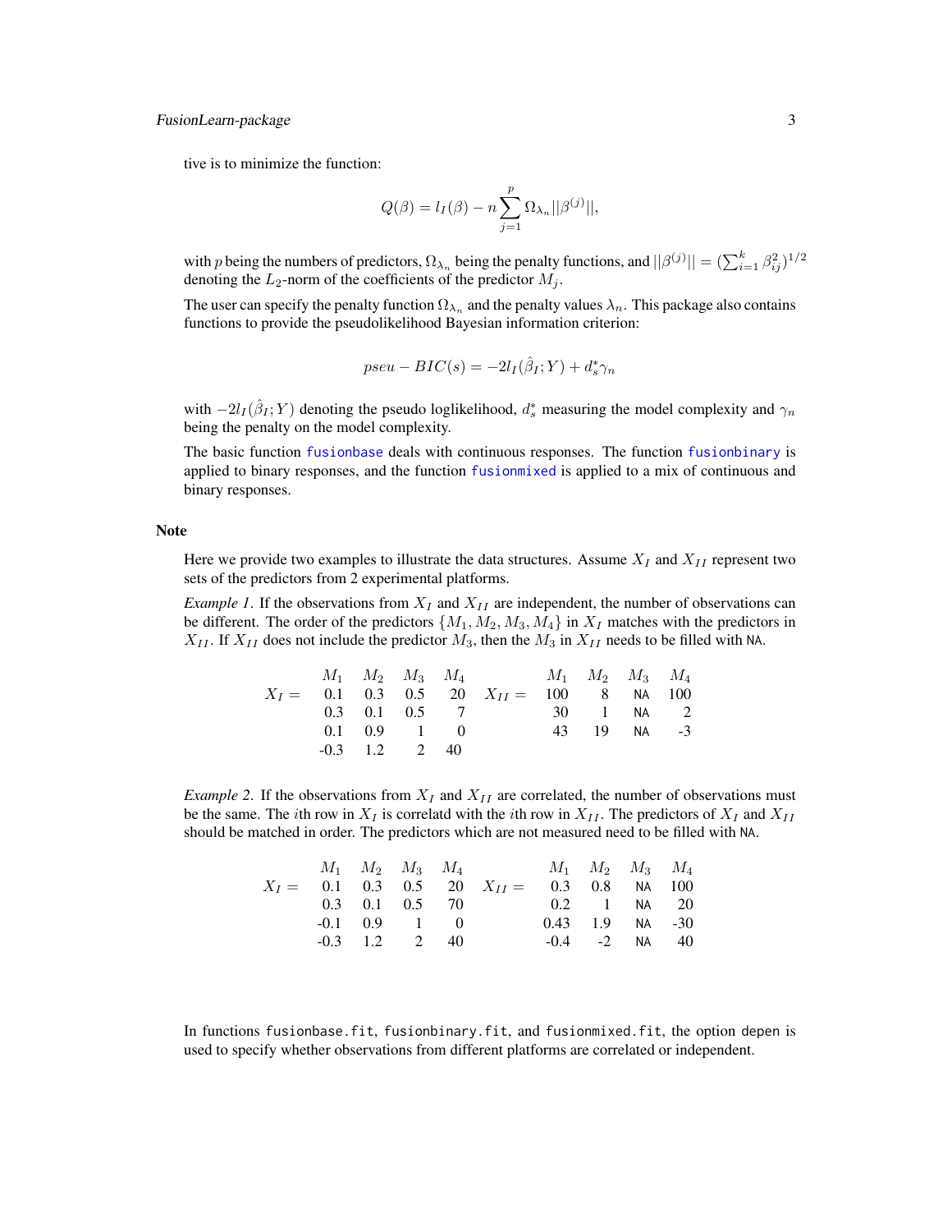tive is to minimize the function:

$$Q(\beta) = l_I(\beta) - n \sum_{j=1}^{p} \Omega_{\lambda_n} ||\beta^{(j)}||,$$

with $p$ being the numbers of predictors, $\Omega_{\lambda_n}$ being the penalty functions, and $||\beta^{(j)}|| = (\sum_{i=1}^{k} \beta_{ij}^2)^{1/2}$ denoting the $L_2$-norm of the coefficients of the predictor $M_j$.

The user can specify the penalty function $\Omega_{\lambda_n}$ and the penalty values $\lambda_n$. This package also contains functions to provide the pseudolikelihood Bayesian information criterion:

$$pseu - BIC(s) = -2l_I(\hat{\beta}_I; Y) + d_s^* \gamma_n$$

with $-2l_I(\hat{\beta}_I; Y)$ denoting the pseudo loglikelihood, $d_s^*$ measuring the model complexity and $\gamma_n$ being the penalty on the model complexity.

The basic function `fusionbase` deals with continuous responses. The function `fusionbinary` is applied to binary responses, and the function `fusionmixed` is applied to a mix of continuous and binary responses.

## Note

Here we provide two examples to illustrate the data structures. Assume $X_I$ and $X_{II}$ represent two sets of the predictors from 2 experimental platforms.

*Example 1*. If the observations from $X_I$ and $X_{II}$ are independent, the number of observations can be different. The order of the predictors $\{M_1, M_2, M_3, M_4\}$ in $X_I$ matches with the predictors in $X_{II}$. If $X_{II}$ does not include the predictor $M_3$, then the $M_3$ in $X_{II}$ needs to be filled with NA.

$X_I =$

| $M_1$ | $M_2$ | $M_3$ | $M_4$ |
|---|---|---|---|
| 0.1 | 0.3 | 0.5 | 20 |
| 0.3 | 0.1 | 0.5 | 7 |
| 0.1 | 0.9 | 1 | 0 |
| -0.3 | 1.2 | 2 | 40 |

$X_{II} =$

| $M_1$ | $M_2$ | $M_3$ | $M_4$ |
|---|---|---|---|
| 100 | 8 | NA | 100 |
| 30 | 1 | NA | 2 |
| 43 | 19 | NA | -3 |

*Example 2*. If the observations from $X_I$ and $X_{II}$ are correlated, the number of observations must be the same. The $i$th row in $X_I$ is correlatd with the $i$th row in $X_{II}$. The predictors of $X_I$ and $X_{II}$ should be matched in order. The predictors which are not measured need to be filled with NA.

$X_I =$

| $M_1$ | $M_2$ | $M_3$ | $M_4$ |
|---|---|---|---|
| 0.1 | 0.3 | 0.5 | 20 |
| 0.3 | 0.1 | 0.5 | 70 |
| -0.1 | 0.9 | 1 | 0 |
| -0.3 | 1.2 | 2 | 40 |

$X_{II} =$

| $M_1$ | $M_2$ | $M_3$ | $M_4$ |
|---|---|---|---|
| 0.3 | 0.8 | NA | 100 |
| 0.2 | 1 | NA | 20 |
| 0.43 | 1.9 | NA | -30 |
| -0.4 | -2 | NA | 40 |

In functions `fusionbase.fit`, `fusionbinary.fit`, and `fusionmixed.fit`, the option `depen` is used to specify whether observations from different platforms are correlated or independent.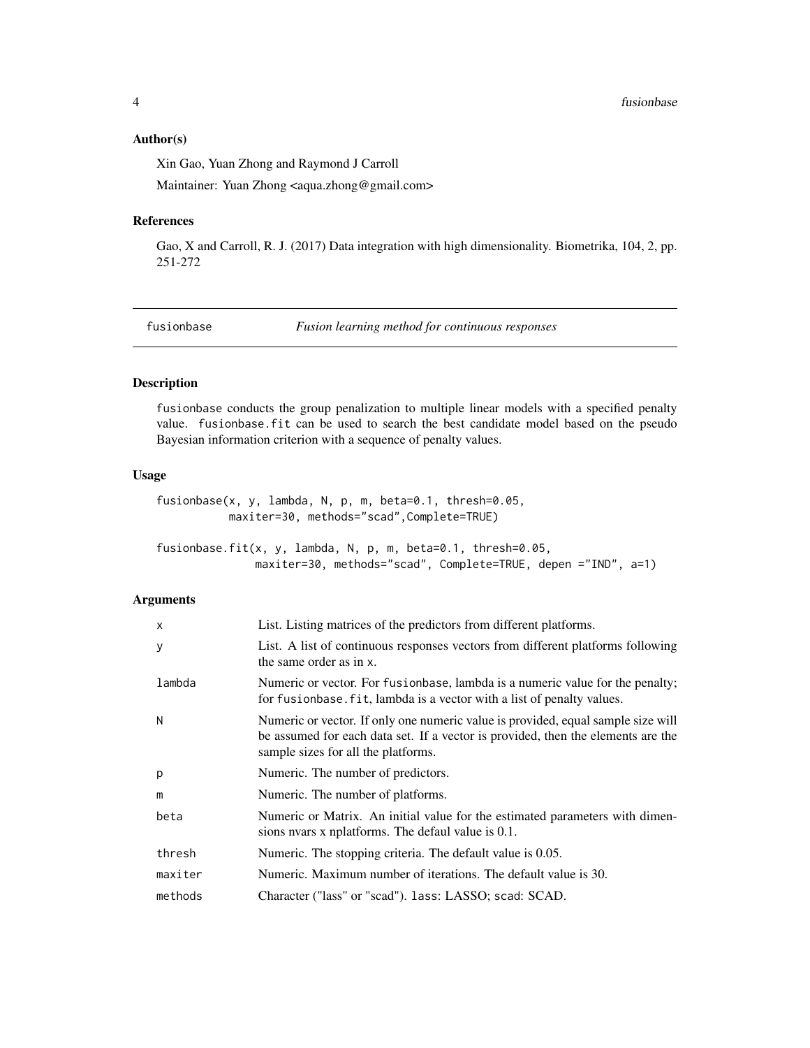### Author(s)

Xin Gao, Yuan Zhong and Raymond J Carroll

Maintainer: Yuan Zhong <aqua.zhong@gmail.com>

### References

Gao, X and Carroll, R. J. (2017) Data integration with high dimensionality. Biometrika, 104, 2, pp. 251-272

---

## fusionbase — *Fusion learning method for continuous responses*

---

### Description

fusionbase conducts the group penalization to multiple linear models with a specified penalty value. fusionbase.fit can be used to search the best candidate model based on the pseudo Bayesian information criterion with a sequence of penalty values.

### Usage

```
fusionbase(x, y, lambda, N, p, m, beta=0.1, thresh=0.05,
           maxiter=30, methods="scad",Complete=TRUE)

fusionbase.fit(x, y, lambda, N, p, m, beta=0.1, thresh=0.05,
               maxiter=30, methods="scad", Complete=TRUE, depen ="IND", a=1)
```

### Arguments

| | |
|---|---|
| x | List. Listing matrices of the predictors from different platforms. |
| y | List. A list of continuous responses vectors from different platforms following the same order as in x. |
| lambda | Numeric or vector. For fusionbase, lambda is a numeric value for the penalty; for fusionbase.fit, lambda is a vector with a list of penalty values. |
| N | Numeric or vector. If only one numeric value is provided, equal sample size will be assumed for each data set. If a vector is provided, then the elements are the sample sizes for all the platforms. |
| p | Numeric. The number of predictors. |
| m | Numeric. The number of platforms. |
| beta | Numeric or Matrix. An initial value for the estimated parameters with dimensions nvars x nplatforms. The defaul value is 0.1. |
| thresh | Numeric. The stopping criteria. The default value is 0.05. |
| maxiter | Numeric. Maximum number of iterations. The default value is 30. |
| methods | Character ("lass" or "scad"). lass: LASSO; scad: SCAD. |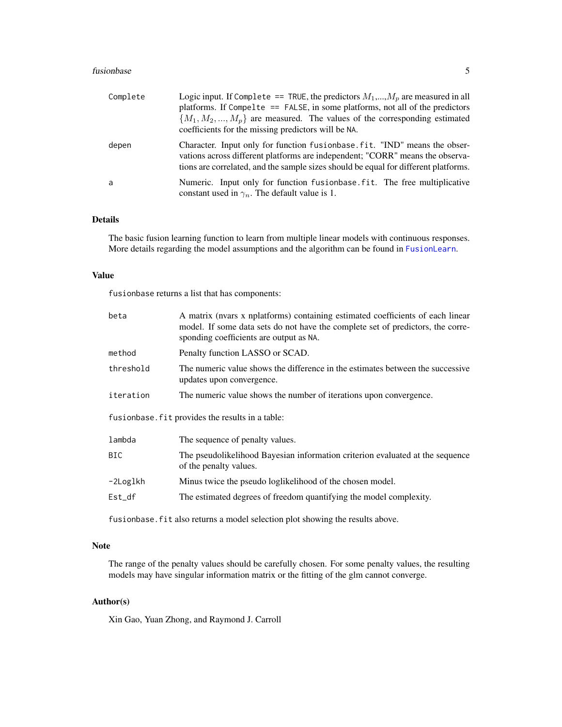| | |
|---|---|
| `Complete` | Logic input. If `Complete == TRUE`, the predictors $M_1$,...,$M_p$ are measured in all platforms. If `Compelte == FALSE`, in some platforms, not all of the predictors $\{M_1, M_2, ..., M_p\}$ are measured. The values of the corresponding estimated coefficients for the missing predictors will be `NA`. |
| `depen` | Character. Input only for function `fusionbase.fit`. "IND" means the observations across different platforms are independent; "CORR" means the observations are correlated, and the sample sizes should be equal for different platforms. |
| `a` | Numeric. Input only for function `fusionbase.fit`. The free multiplicative constant used in $\gamma_n$. The default value is 1. |

## Details

The basic fusion learning function to learn from multiple linear models with continuous responses. More details regarding the model assumptions and the algorithm can be found in `FusionLearn`.

## Value

`fusionbase` returns a list that has components:

| | |
|---|---|
| `beta` | A matrix (nvars x nplatforms) containing estimated coefficients of each linear model. If some data sets do not have the complete set of predictors, the corresponding coefficients are output as `NA`. |
| `method` | Penalty function LASSO or SCAD. |
| `threshold` | The numeric value shows the difference in the estimates between the successive updates upon convergence. |
| `iteration` | The numeric value shows the number of iterations upon convergence. |

`fusionbase.fit` provides the results in a table:

| | |
|---|---|
| `lambda` | The sequence of penalty values. |
| `BIC` | The pseudolikelihood Bayesian information criterion evaluated at the sequence of the penalty values. |
| `-2Loglkh` | Minus twice the pseudo loglikelihood of the chosen model. |
| `Est_df` | The estimated degrees of freedom quantifying the model complexity. |

`fusionbase.fit` also returns a model selection plot showing the results above.

## Note

The range of the penalty values should be carefully chosen. For some penalty values, the resulting models may have singular information matrix or the fitting of the glm cannot converge.

## Author(s)

Xin Gao, Yuan Zhong, and Raymond J. Carroll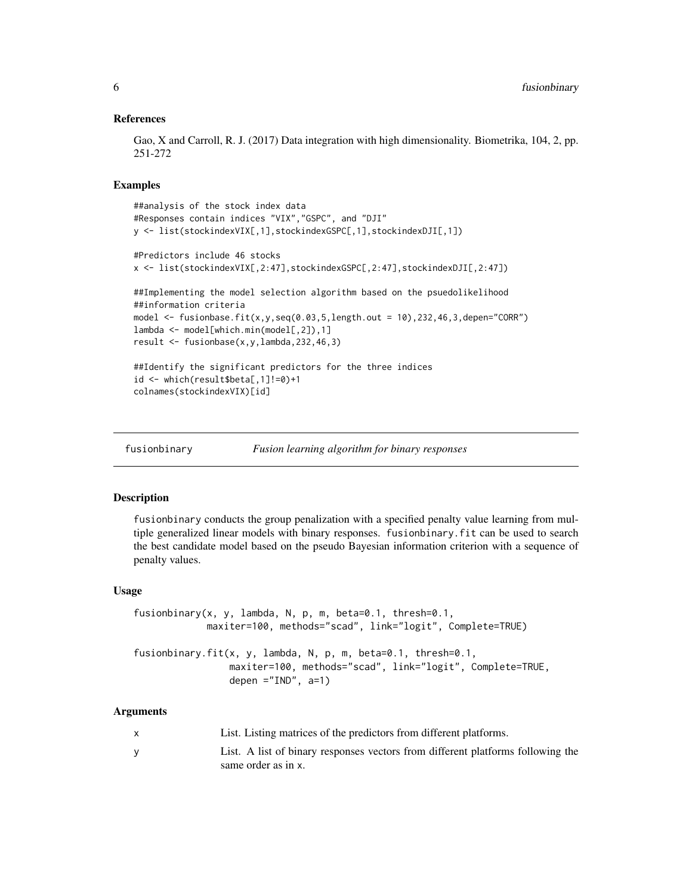### References

Gao, X and Carroll, R. J. (2017) Data integration with high dimensionality. Biometrika, 104, 2, pp. 251-272

### Examples

```
##analysis of the stock index data
#Responses contain indices "VIX","GSPC", and "DJI"
y <- list(stockindexVIX[,1],stockindexGSPC[,1],stockindexDJI[,1])

#Predictors include 46 stocks
x <- list(stockindexVIX[,2:47],stockindexGSPC[,2:47],stockindexDJI[,2:47])

##Implementing the model selection algorithm based on the psuedolikelihood
##information criteria
model <- fusionbase.fit(x,y,seq(0.03,5,length.out = 10),232,46,3,depen="CORR")
lambda <- model[which.min(model[,2]),1]
result <- fusionbase(x,y,lambda,232,46,3)

##Identify the significant predictors for the three indices
id <- which(result$beta[,1]!=0)+1
colnames(stockindexVIX)[id]
```

---

## fusionbinary — *Fusion learning algorithm for binary responses*

### Description

fusionbinary conducts the group penalization with a specified penalty value learning from multiple generalized linear models with binary responses. fusionbinary.fit can be used to search the best candidate model based on the pseudo Bayesian information criterion with a sequence of penalty values.

### Usage

```
fusionbinary(x, y, lambda, N, p, m, beta=0.1, thresh=0.1,
             maxiter=100, methods="scad", link="logit", Complete=TRUE)

fusionbinary.fit(x, y, lambda, N, p, m, beta=0.1, thresh=0.1,
                 maxiter=100, methods="scad", link="logit", Complete=TRUE,
                 depen ="IND", a=1)
```

### Arguments

| | |
|---|---|
| x | List. Listing matrices of the predictors from different platforms. |
| y | List. A list of binary responses vectors from different platforms following the same order as in x. |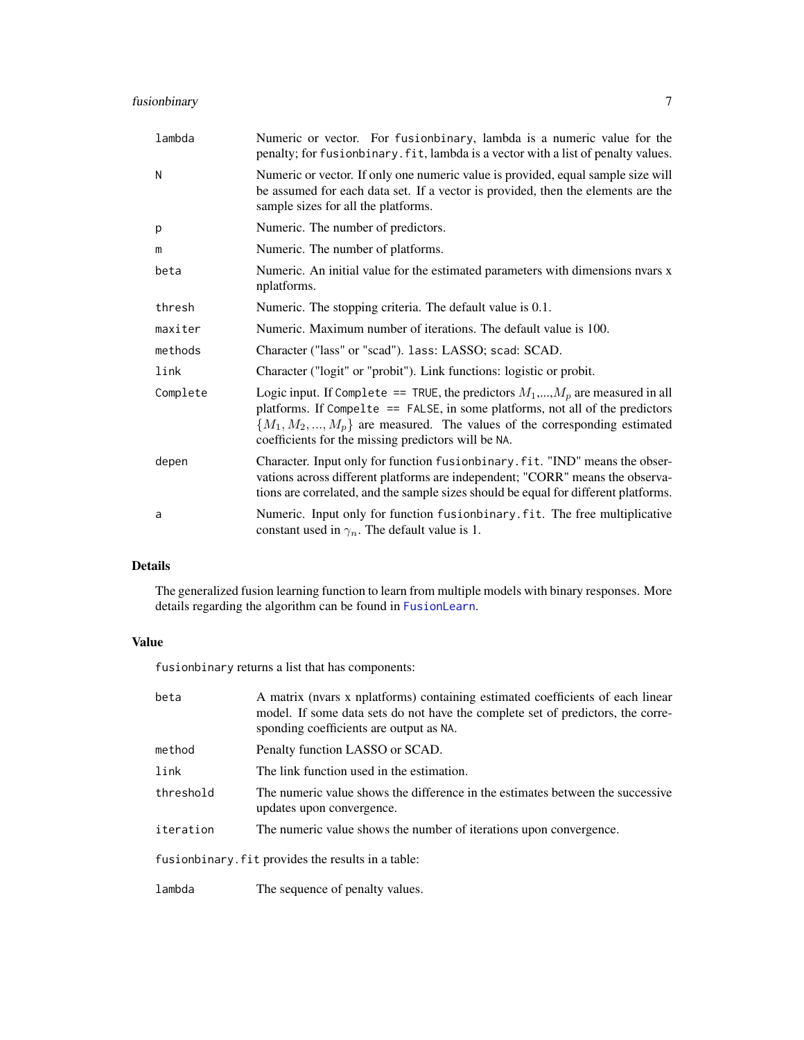| | |
|---|---|
| `lambda` | Numeric or vector. For `fusionbinary`, lambda is a numeric value for the penalty; for `fusionbinary.fit`, lambda is a vector with a list of penalty values. |
| `N` | Numeric or vector. If only one numeric value is provided, equal sample size will be assumed for each data set. If a vector is provided, then the elements are the sample sizes for all the platforms. |
| `p` | Numeric. The number of predictors. |
| `m` | Numeric. The number of platforms. |
| `beta` | Numeric. An initial value for the estimated parameters with dimensions nvars x nplatforms. |
| `thresh` | Numeric. The stopping criteria. The default value is 0.1. |
| `maxiter` | Numeric. Maximum number of iterations. The default value is 100. |
| `methods` | Character ("lass" or "scad"). `lass`: LASSO; `scad`: SCAD. |
| `link` | Character ("logit" or "probit"). Link functions: logistic or probit. |
| `Complete` | Logic input. If `Complete == TRUE`, the predictors $M_1$,...,$M_p$ are measured in all platforms. If `Compelte == FALSE`, in some platforms, not all of the predictors $\{M_1, M_2, ..., M_p\}$ are measured. The values of the corresponding estimated coefficients for the missing predictors will be `NA`. |
| `depen` | Character. Input only for function `fusionbinary.fit`. "IND" means the observations across different platforms are independent; "CORR" means the observations are correlated, and the sample sizes should be equal for different platforms. |
| `a` | Numeric. Input only for function `fusionbinary.fit`. The free multiplicative constant used in $\gamma_n$. The default value is 1. |

## Details

The generalized fusion learning function to learn from multiple models with binary responses. More details regarding the algorithm can be found in `FusionLearn`.

## Value

`fusionbinary` returns a list that has components:

| | |
|---|---|
| `beta` | A matrix (nvars x nplatforms) containing estimated coefficients of each linear model. If some data sets do not have the complete set of predictors, the corresponding coefficients are output as `NA`. |
| `method` | Penalty function LASSO or SCAD. |
| `link` | The link function used in the estimation. |
| `threshold` | The numeric value shows the difference in the estimates between the successive updates upon convergence. |
| `iteration` | The numeric value shows the number of iterations upon convergence. |

`fusionbinary.fit` provides the results in a table:

| | |
|---|---|
| `lambda` | The sequence of penalty values. |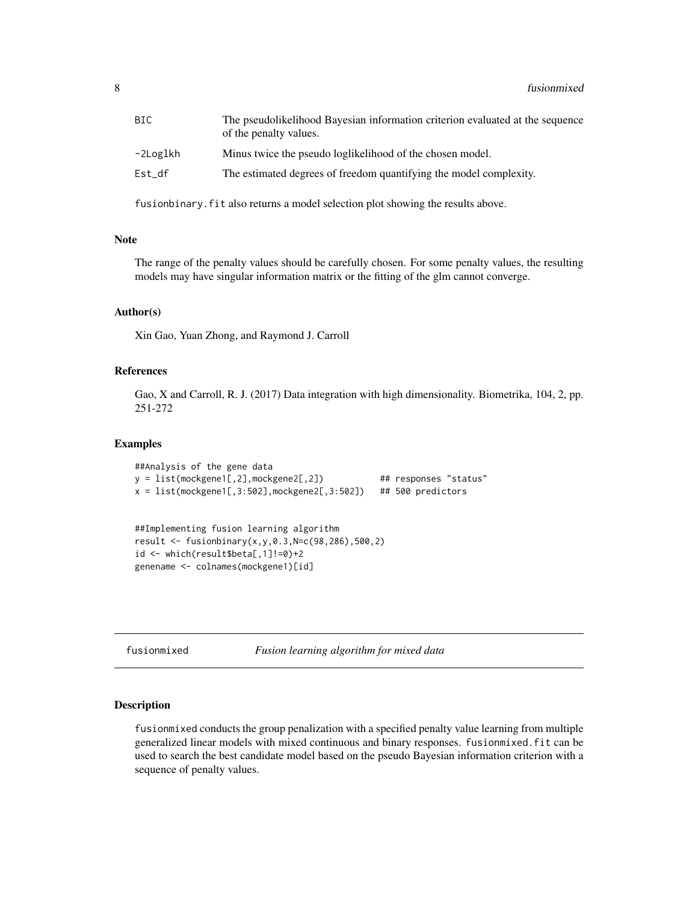| | |
|---|---|
| BIC | The pseudolikelihood Bayesian information criterion evaluated at the sequence of the penalty values. |
| -2Loglkh | Minus twice the pseudo loglikelihood of the chosen model. |
| Est_df | The estimated degrees of freedom quantifying the model complexity. |

fusionbinary.fit also returns a model selection plot showing the results above.

### Note

The range of the penalty values should be carefully chosen. For some penalty values, the resulting models may have singular information matrix or the fitting of the glm cannot converge.

### Author(s)

Xin Gao, Yuan Zhong, and Raymond J. Carroll

### References

Gao, X and Carroll, R. J. (2017) Data integration with high dimensionality. Biometrika, 104, 2, pp. 251-272

### Examples

```
##Analysis of the gene data
y = list(mockgene1[,2],mockgene2[,2])           ## responses "status"
x = list(mockgene1[,3:502],mockgene2[,3:502])   ## 500 predictors


##Implementing fusion learning algorithm
result <- fusionbinary(x,y,0.3,N=c(98,286),500,2)
id <- which(result$beta[,1]!=0)+2
genename <- colnames(mockgene1)[id]
```

## fusionmixed    *Fusion learning algorithm for mixed data*

### Description

fusionmixed conducts the group penalization with a specified penalty value learning from multiple generalized linear models with mixed continuous and binary responses. fusionmixed.fit can be used to search the best candidate model based on the pseudo Bayesian information criterion with a sequence of penalty values.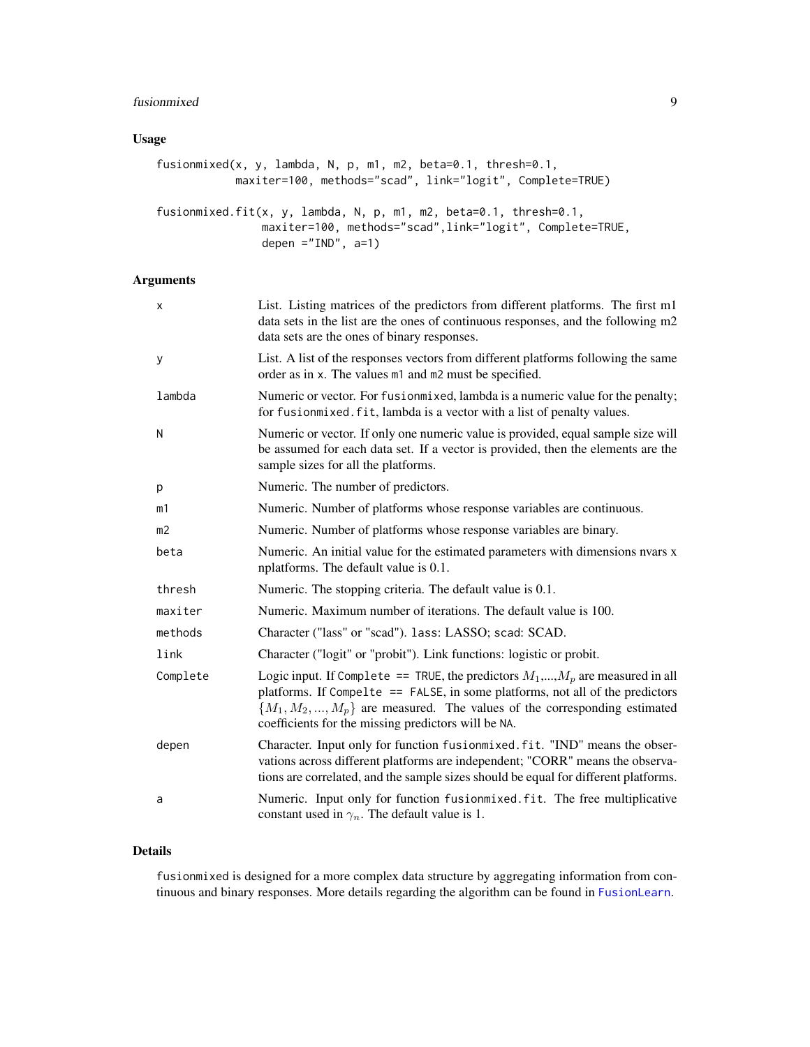## Usage

```
fusionmixed(x, y, lambda, N, p, m1, m2, beta=0.1, thresh=0.1,
            maxiter=100, methods="scad", link="logit", Complete=TRUE)

fusionmixed.fit(x, y, lambda, N, p, m1, m2, beta=0.1, thresh=0.1,
                maxiter=100, methods="scad",link="logit", Complete=TRUE,
                depen ="IND", a=1)
```

## Arguments

| | |
|---|---|
| x | List. Listing matrices of the predictors from different platforms. The first m1 data sets in the list are the ones of continuous responses, and the following m2 data sets are the ones of binary responses. |
| y | List. A list of the responses vectors from different platforms following the same order as in x. The values m1 and m2 must be specified. |
| lambda | Numeric or vector. For fusionmixed, lambda is a numeric value for the penalty; for fusionmixed.fit, lambda is a vector with a list of penalty values. |
| N | Numeric or vector. If only one numeric value is provided, equal sample size will be assumed for each data set. If a vector is provided, then the elements are the sample sizes for all the platforms. |
| p | Numeric. The number of predictors. |
| m1 | Numeric. Number of platforms whose response variables are continuous. |
| m2 | Numeric. Number of platforms whose response variables are binary. |
| beta | Numeric. An initial value for the estimated parameters with dimensions nvars x nplatforms. The default value is 0.1. |
| thresh | Numeric. The stopping criteria. The default value is 0.1. |
| maxiter | Numeric. Maximum number of iterations. The default value is 100. |
| methods | Character ("lass" or "scad"). lass: LASSO; scad: SCAD. |
| link | Character ("logit" or "probit"). Link functions: logistic or probit. |
| Complete | Logic input. If Complete == TRUE, the predictors $M_1$,...,$M_p$ are measured in all platforms. If Compelte == FALSE, in some platforms, not all of the predictors $\{M_1, M_2, ..., M_p\}$ are measured. The values of the corresponding estimated coefficients for the missing predictors will be NA. |
| depen | Character. Input only for function fusionmixed.fit. "IND" means the observations across different platforms are independent; "CORR" means the observations are correlated, and the sample sizes should be equal for different platforms. |
| a | Numeric. Input only for function fusionmixed.fit. The free multiplicative constant used in $\gamma_n$. The default value is 1. |

## Details

fusionmixed is designed for a more complex data structure by aggregating information from continuous and binary responses. More details regarding the algorithm can be found in FusionLearn.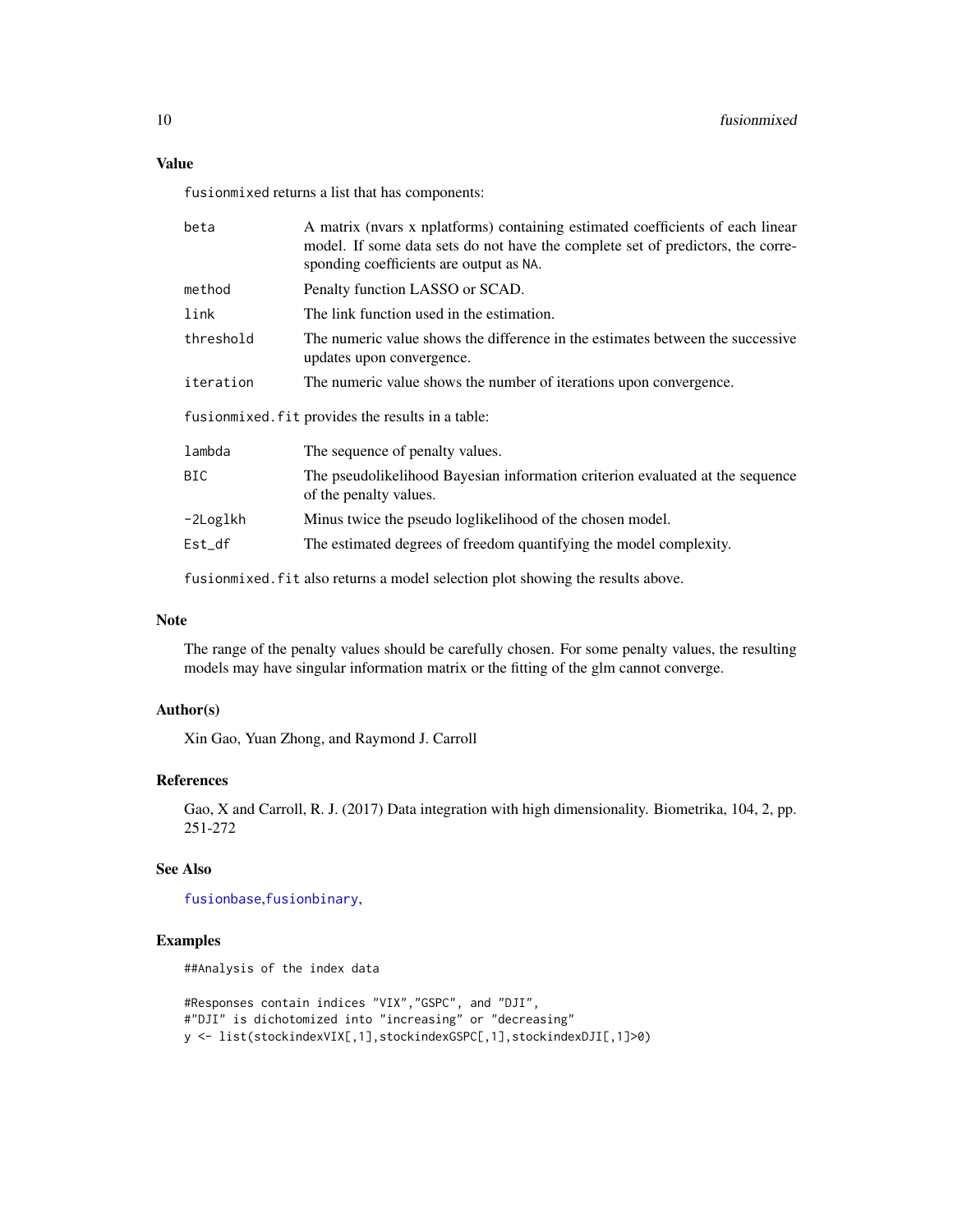## Value

fusionmixed returns a list that has components:

| | |
|---|---|
| beta | A matrix (nvars x nplatforms) containing estimated coefficients of each linear model. If some data sets do not have the complete set of predictors, the corresponding coefficients are output as NA. |
| method | Penalty function LASSO or SCAD. |
| link | The link function used in the estimation. |
| threshold | The numeric value shows the difference in the estimates between the successive updates upon convergence. |
| iteration | The numeric value shows the number of iterations upon convergence. |

fusionmixed.fit provides the results in a table:

| | |
|---|---|
| lambda | The sequence of penalty values. |
| BIC | The pseudolikelihood Bayesian information criterion evaluated at the sequence of the penalty values. |
| -2Loglkh | Minus twice the pseudo loglikelihood of the chosen model. |
| Est_df | The estimated degrees of freedom quantifying the model complexity. |

fusionmixed.fit also returns a model selection plot showing the results above.

## Note

The range of the penalty values should be carefully chosen. For some penalty values, the resulting models may have singular information matrix or the fitting of the glm cannot converge.

## Author(s)

Xin Gao, Yuan Zhong, and Raymond J. Carroll

## References

Gao, X and Carroll, R. J. (2017) Data integration with high dimensionality. Biometrika, 104, 2, pp. 251-272

## See Also

fusionbase,fusionbinary,

## Examples

```
##Analysis of the index data

#Responses contain indices "VIX","GSPC", and "DJI",
#"DJI" is dichotomized into "increasing" or "decreasing"
y <- list(stockindexVIX[,1],stockindexGSPC[,1],stockindexDJI[,1]>0)
```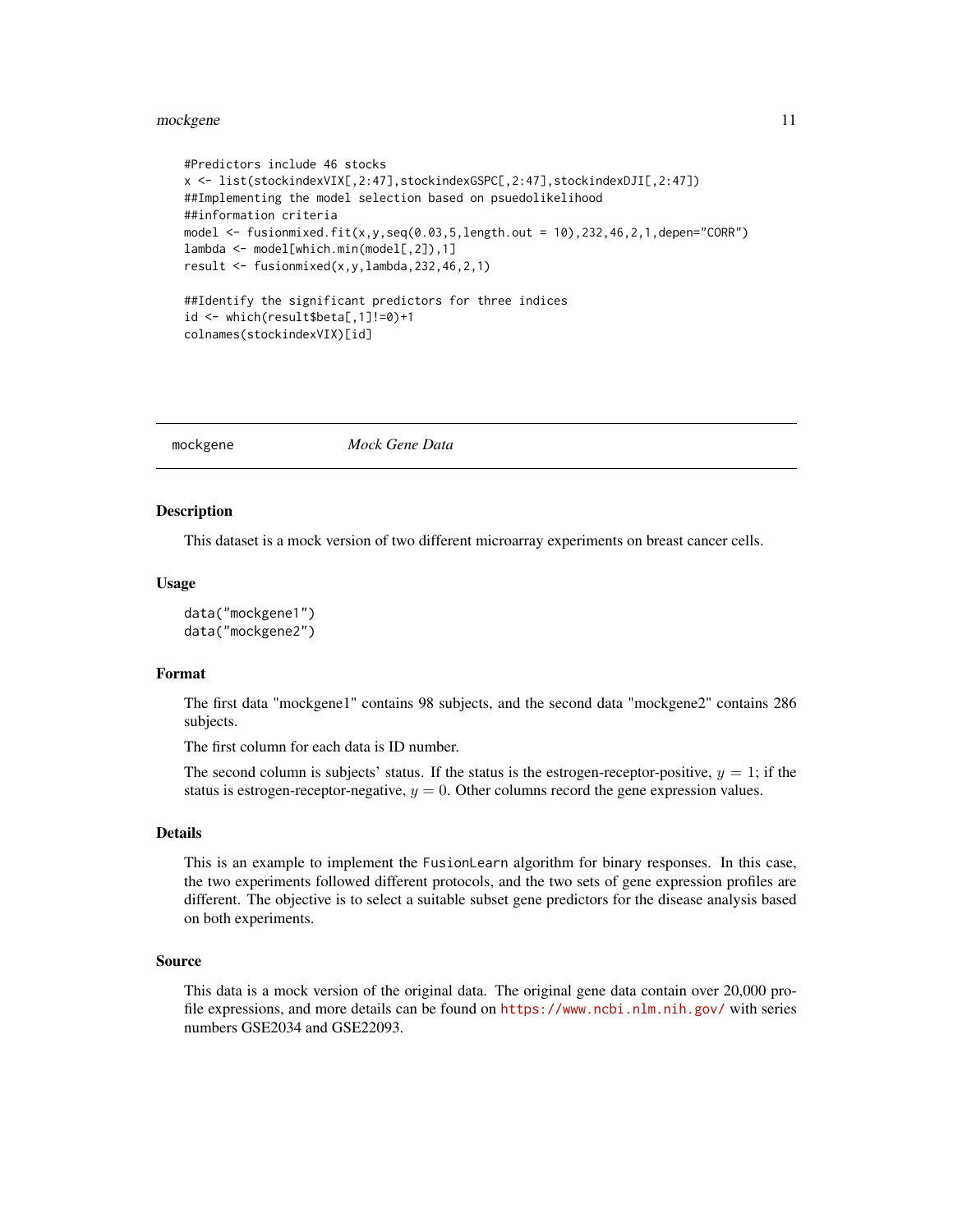```
#Predictors include 46 stocks
x <- list(stockindexVIX[,2:47],stockindexGSPC[,2:47],stockindexDJI[,2:47])
##Implementing the model selection based on psuedolikelihood
##information criteria
model <- fusionmixed.fit(x,y,seq(0.03,5,length.out = 10),232,46,2,1,depen="CORR")
lambda <- model[which.min(model[,2]),1]
result <- fusionmixed(x,y,lambda,232,46,2,1)

##Identify the significant predictors for three indices
id <- which(result$beta[,1]!=0)+1
colnames(stockindexVIX)[id]
```

## mockgene *Mock Gene Data*

### Description

This dataset is a mock version of two different microarray experiments on breast cancer cells.

### Usage

```
data("mockgene1")
data("mockgene2")
```

### Format

The first data "mockgene1" contains 98 subjects, and the second data "mockgene2" contains 286 subjects.

The first column for each data is ID number.

The second column is subjects' status. If the status is the estrogen-receptor-positive, $y = 1$; if the status is estrogen-receptor-negative, $y = 0$. Other columns record the gene expression values.

### Details

This is an example to implement the `FusionLearn` algorithm for binary responses. In this case, the two experiments followed different protocols, and the two sets of gene expression profiles are different. The objective is to select a suitable subset gene predictors for the disease analysis based on both experiments.

### Source

This data is a mock version of the original data. The original gene data contain over 20,000 profile expressions, and more details can be found on https://www.ncbi.nlm.nih.gov/ with series numbers GSE2034 and GSE22093.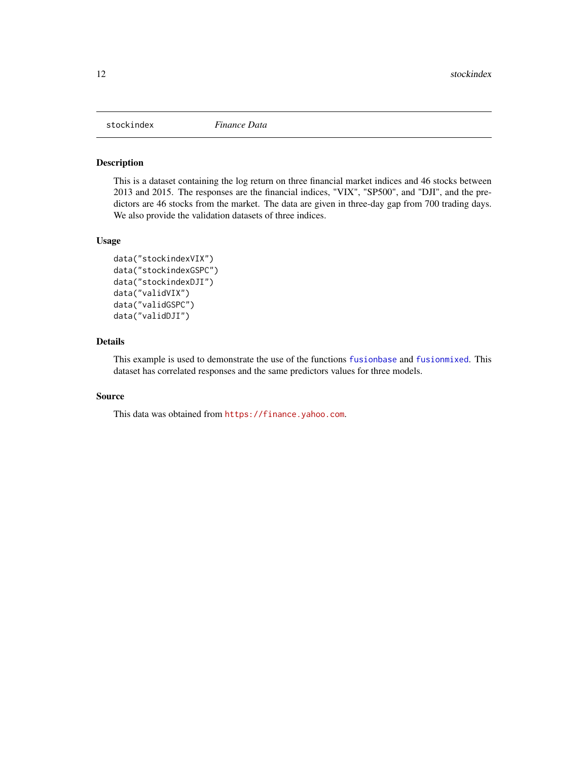stockindex *Finance Data*

## Description

This is a dataset containing the log return on three financial market indices and 46 stocks between 2013 and 2015. The responses are the financial indices, "VIX", "SP500", and "DJI", and the predictors are 46 stocks from the market. The data are given in three-day gap from 700 trading days. We also provide the validation datasets of three indices.

## Usage

```
data("stockindexVIX")
data("stockindexGSPC")
data("stockindexDJI")
data("validVIX")
data("validGSPC")
data("validDJI")
```

## Details

This example is used to demonstrate the use of the functions `fusionbase` and `fusionmixed`. This dataset has correlated responses and the same predictors values for three models.

## Source

This data was obtained from https://finance.yahoo.com.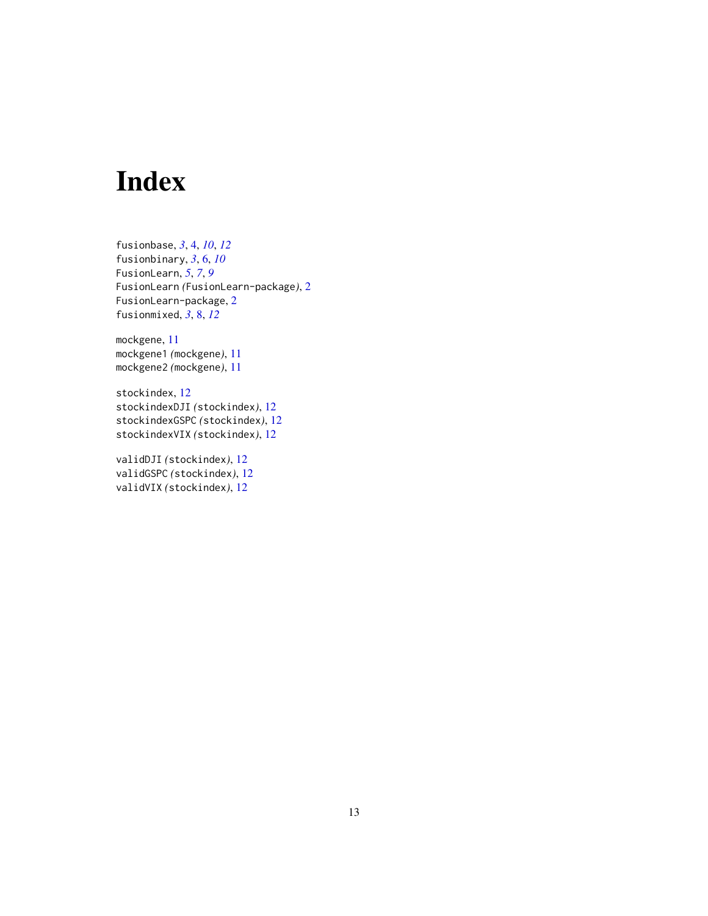# Index

fusionbase, *3*, 4, *10*, *12*
fusionbinary, *3*, 6, *10*
FusionLearn, *5*, *7*, *9*
FusionLearn (FusionLearn-package), 2
FusionLearn-package, 2
fusionmixed, *3*, 8, *12*

mockgene, 11
mockgene1 (mockgene), 11
mockgene2 (mockgene), 11

stockindex, 12
stockindexDJI (stockindex), 12
stockindexGSPC (stockindex), 12
stockindexVIX (stockindex), 12

validDJI (stockindex), 12
validGSPC (stockindex), 12
validVIX (stockindex), 12